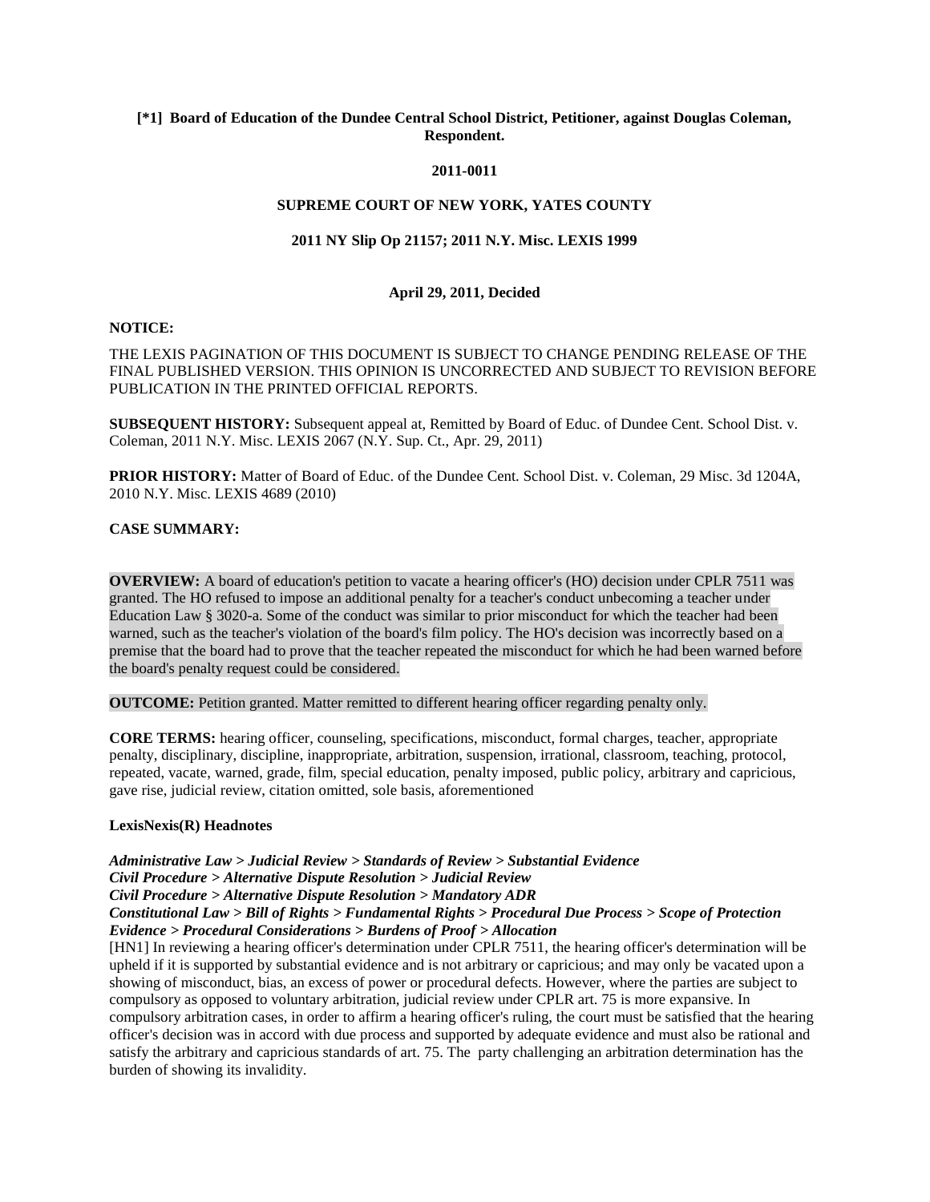**[*1] Board of Education of the Dundee Central School District, Petitioner, against Douglas Coleman, Respondent.**

**2011-0011**

**SUPREME COURT OF NEW YORK, YATES COUNTY**

**2011 NY Slip Op 21157; 2011 N.Y. Misc. LEXIS 1999**

**April 29, 2011, Decided**

**NOTICE:**

THE LEXIS PAGINATION OF THIS DOCUMENT IS SUBJECT TO CHANGE PENDING RELEASE OF THE FINAL PUBLISHED VERSION. THIS OPINION IS UNCORRECTED AND SUBJECT TO REVISION BEFORE PUBLICATION IN THE PRINTED OFFICIAL REPORTS.

**SUBSEQUENT HISTORY:** Subsequent appeal at, Remitted by Board of Educ. of Dundee Cent. School Dist. v. Coleman, 2011 N.Y. Misc. LEXIS 2067 (N.Y. Sup. Ct., Apr. 29, 2011)

**PRIOR HISTORY:** Matter of Board of Educ. of the Dundee Cent. School Dist. v. Coleman, 29 Misc. 3d 1204A, 2010 N.Y. Misc. LEXIS 4689 (2010)

**CASE SUMMARY:**

**OVERVIEW:** A board of education's petition to vacate a hearing officer's (HO) decision under CPLR 7511 was granted. The HO refused to impose an additional penalty for a teacher's conduct unbecoming a teacher under Education Law § 3020-a. Some of the conduct was similar to prior misconduct for which the teacher had been warned, such as the teacher's violation of the board's film policy. The HO's decision was incorrectly based on a premise that the board had to prove that the teacher repeated the misconduct for which he had been warned before the board's penalty request could be considered.

**OUTCOME:** Petition granted. Matter remitted to different hearing officer regarding penalty only.

**CORE TERMS:** hearing officer, counseling, specifications, misconduct, formal charges, teacher, appropriate penalty, disciplinary, discipline, inappropriate, arbitration, suspension, irrational, classroom, teaching, protocol, repeated, vacate, warned, grade, film, special education, penalty imposed, public policy, arbitrary and capricious, gave rise, judicial review, citation omitted, sole basis, aforementioned

**LexisNexis(R) Headnotes**

***Administrative Law > Judicial Review > Standards of Review > Substantial Evidence***
***Civil Procedure > Alternative Dispute Resolution > Judicial Review***
***Civil Procedure > Alternative Dispute Resolution > Mandatory ADR***
***Constitutional Law > Bill of Rights > Fundamental Rights > Procedural Due Process > Scope of Protection***
***Evidence > Procedural Considerations > Burdens of Proof > Allocation***

[HN1] In reviewing a hearing officer's determination under CPLR 7511, the hearing officer's determination will be upheld if it is supported by substantial evidence and is not arbitrary or capricious; and may only be vacated upon a showing of misconduct, bias, an excess of power or procedural defects. However, where the parties are subject to compulsory as opposed to voluntary arbitration, judicial review under CPLR art. 75 is more expansive. In compulsory arbitration cases, in order to affirm a hearing officer's ruling, the court must be satisfied that the hearing officer's decision was in accord with due process and supported by adequate evidence and must also be rational and satisfy the arbitrary and capricious standards of art. 75. The party challenging an arbitration determination has the burden of showing its invalidity.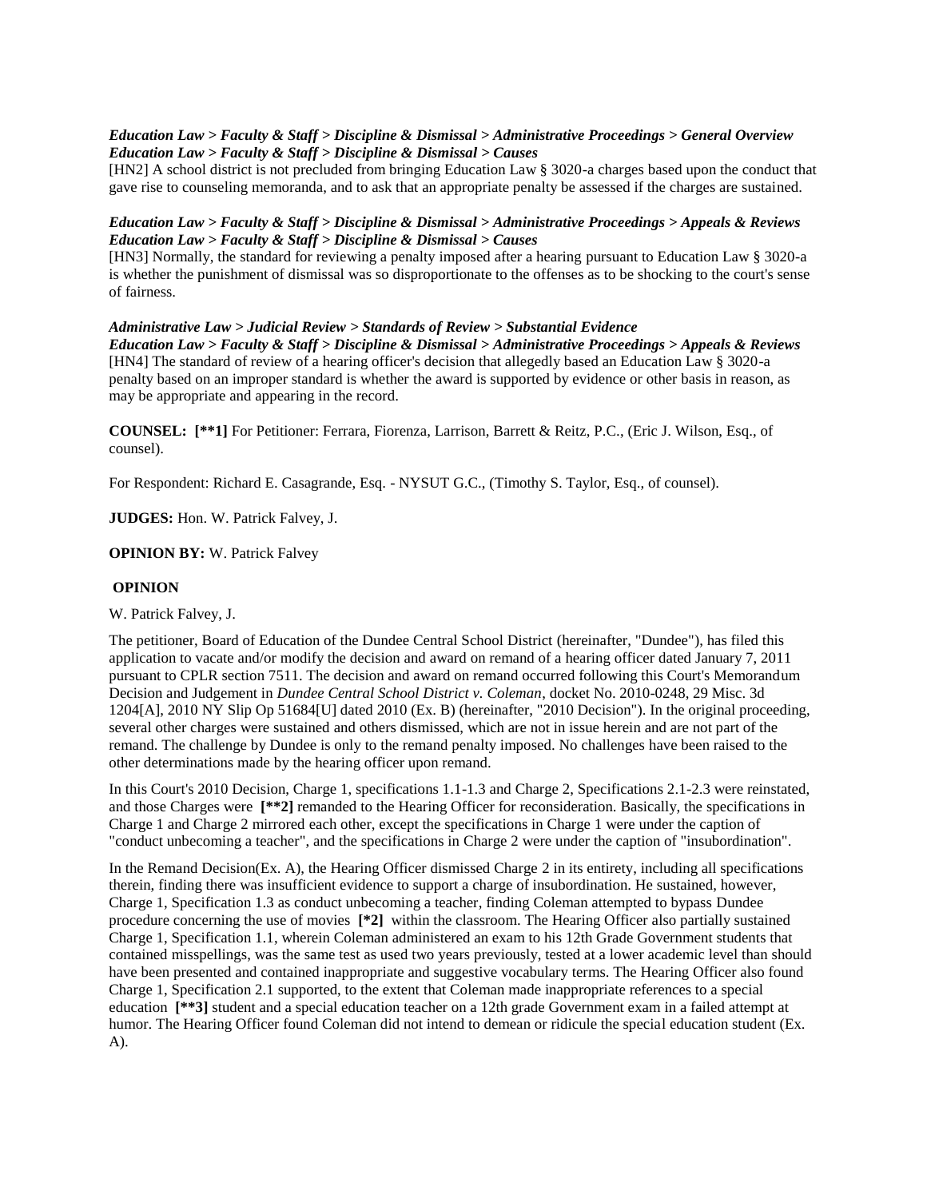***Education Law > Faculty & Staff > Discipline & Dismissal > Administrative Proceedings > General Overview***
***Education Law > Faculty & Staff > Discipline & Dismissal > Causes***

[HN2] A school district is not precluded from bringing Education Law § 3020-a charges based upon the conduct that gave rise to counseling memoranda, and to ask that an appropriate penalty be assessed if the charges are sustained.

***Education Law > Faculty & Staff > Discipline & Dismissal > Administrative Proceedings > Appeals & Reviews***
***Education Law > Faculty & Staff > Discipline & Dismissal > Causes***

[HN3] Normally, the standard for reviewing a penalty imposed after a hearing pursuant to Education Law § 3020-a is whether the punishment of dismissal was so disproportionate to the offenses as to be shocking to the court's sense of fairness.

***Administrative Law > Judicial Review > Standards of Review > Substantial Evidence***
***Education Law > Faculty & Staff > Discipline & Dismissal > Administrative Proceedings > Appeals & Reviews***

[HN4] The standard of review of a hearing officer's decision that allegedly based an Education Law § 3020-a penalty based on an improper standard is whether the award is supported by evidence or other basis in reason, as may be appropriate and appearing in the record.

**COUNSEL:** **[**1]** For Petitioner: Ferrara, Fiorenza, Larrison, Barrett & Reitz, P.C., (Eric J. Wilson, Esq., of counsel).

For Respondent: Richard E. Casagrande, Esq. - NYSUT G.C., (Timothy S. Taylor, Esq., of counsel).

**JUDGES:** Hon. W. Patrick Falvey, J.

**OPINION BY:** W. Patrick Falvey

**OPINION**

W. Patrick Falvey, J.

The petitioner, Board of Education of the Dundee Central School District (hereinafter, "Dundee"), has filed this application to vacate and/or modify the decision and award on remand of a hearing officer dated January 7, 2011 pursuant to CPLR section 7511. The decision and award on remand occurred following this Court's Memorandum Decision and Judgement in *Dundee Central School District v. Coleman*, docket No. 2010-0248, 29 Misc. 3d 1204[A], 2010 NY Slip Op 51684[U] dated 2010 (Ex. B) (hereinafter, "2010 Decision"). In the original proceeding, several other charges were sustained and others dismissed, which are not in issue herein and are not part of the remand. The challenge by Dundee is only to the remand penalty imposed. No challenges have been raised to the other determinations made by the hearing officer upon remand.

In this Court's 2010 Decision, Charge 1, specifications 1.1-1.3 and Charge 2, Specifications 2.1-2.3 were reinstated, and those Charges were **[**2]** remanded to the Hearing Officer for reconsideration. Basically, the specifications in Charge 1 and Charge 2 mirrored each other, except the specifications in Charge 1 were under the caption of "conduct unbecoming a teacher", and the specifications in Charge 2 were under the caption of "insubordination".

In the Remand Decision(Ex. A), the Hearing Officer dismissed Charge 2 in its entirety, including all specifications therein, finding there was insufficient evidence to support a charge of insubordination. He sustained, however, Charge 1, Specification 1.3 as conduct unbecoming a teacher, finding Coleman attempted to bypass Dundee procedure concerning the use of movies **[*2]** within the classroom. The Hearing Officer also partially sustained Charge 1, Specification 1.1, wherein Coleman administered an exam to his 12th Grade Government students that contained misspellings, was the same test as used two years previously, tested at a lower academic level than should have been presented and contained inappropriate and suggestive vocabulary terms. The Hearing Officer also found Charge 1, Specification 2.1 supported, to the extent that Coleman made inappropriate references to a special education **[**3]** student and a special education teacher on a 12th grade Government exam in a failed attempt at humor. The Hearing Officer found Coleman did not intend to demean or ridicule the special education student (Ex. A).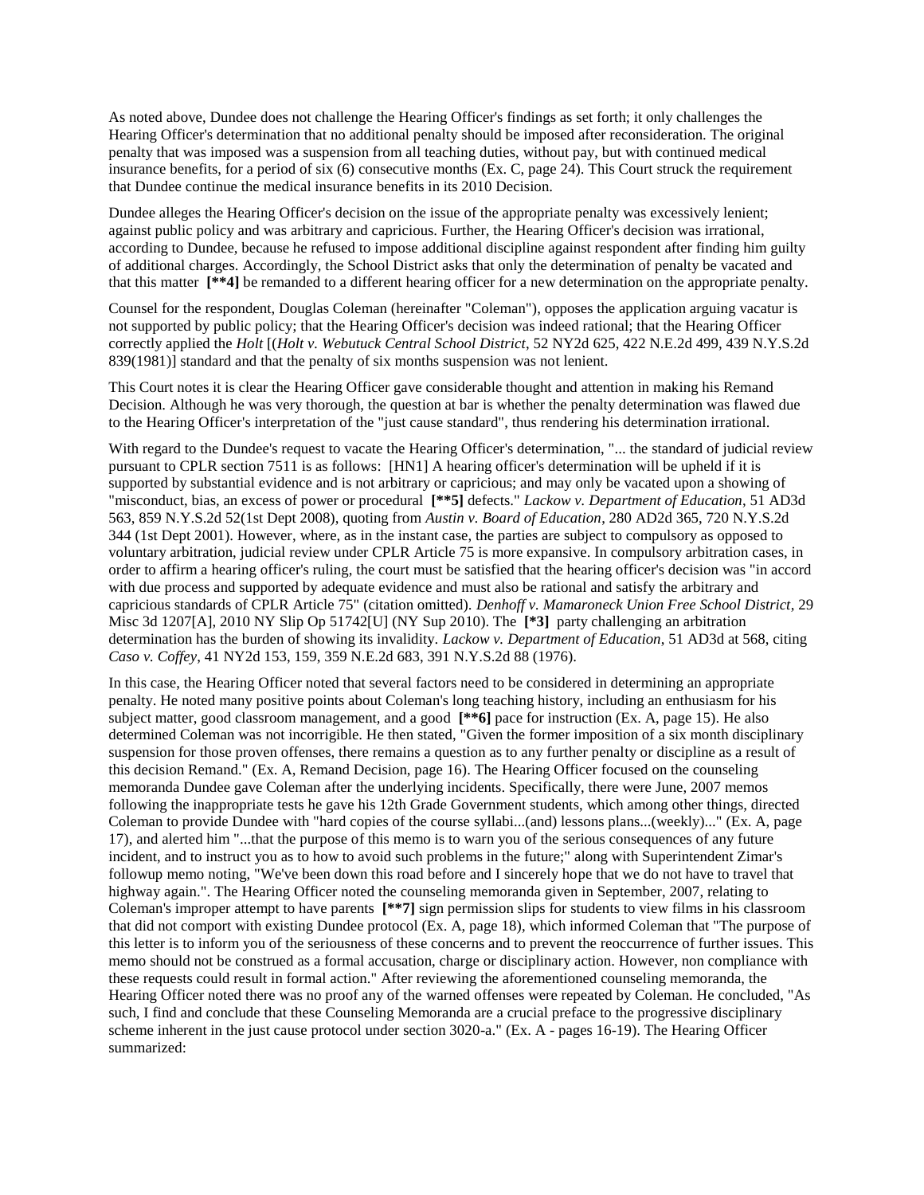As noted above, Dundee does not challenge the Hearing Officer's findings as set forth; it only challenges the Hearing Officer's determination that no additional penalty should be imposed after reconsideration. The original penalty that was imposed was a suspension from all teaching duties, without pay, but with continued medical insurance benefits, for a period of six (6) consecutive months (Ex. C, page 24). This Court struck the requirement that Dundee continue the medical insurance benefits in its 2010 Decision.

Dundee alleges the Hearing Officer's decision on the issue of the appropriate penalty was excessively lenient; against public policy and was arbitrary and capricious. Further, the Hearing Officer's decision was irrational, according to Dundee, because he refused to impose additional discipline against respondent after finding him guilty of additional charges. Accordingly, the School District asks that only the determination of penalty be vacated and that this matter **[\*\*4]** be remanded to a different hearing officer for a new determination on the appropriate penalty.

Counsel for the respondent, Douglas Coleman (hereinafter "Coleman"), opposes the application arguing vacatur is not supported by public policy; that the Hearing Officer's decision was indeed rational; that the Hearing Officer correctly applied the *Holt* [(*Holt v. Webutuck Central School District*, 52 NY2d 625, 422 N.E.2d 499, 439 N.Y.S.2d 839(1981)] standard and that the penalty of six months suspension was not lenient.

This Court notes it is clear the Hearing Officer gave considerable thought and attention in making his Remand Decision. Although he was very thorough, the question at bar is whether the penalty determination was flawed due to the Hearing Officer's interpretation of the "just cause standard", thus rendering his determination irrational.

With regard to the Dundee's request to vacate the Hearing Officer's determination, "... the standard of judicial review pursuant to CPLR section 7511 is as follows: [HN1] A hearing officer's determination will be upheld if it is supported by substantial evidence and is not arbitrary or capricious; and may only be vacated upon a showing of "misconduct, bias, an excess of power or procedural **[\*\*5]** defects." *Lackow v. Department of Education*, 51 AD3d 563, 859 N.Y.S.2d 52(1st Dept 2008), quoting from *Austin v. Board of Education*, 280 AD2d 365, 720 N.Y.S.2d 344 (1st Dept 2001). However, where, as in the instant case, the parties are subject to compulsory as opposed to voluntary arbitration, judicial review under CPLR Article 75 is more expansive. In compulsory arbitration cases, in order to affirm a hearing officer's ruling, the court must be satisfied that the hearing officer's decision was "in accord with due process and supported by adequate evidence and must also be rational and satisfy the arbitrary and capricious standards of CPLR Article 75" (citation omitted). *Denhoff v. Mamaroneck Union Free School District*, 29 Misc 3d 1207[A], 2010 NY Slip Op 51742[U] (NY Sup 2010). The **[\*3]** party challenging an arbitration determination has the burden of showing its invalidity. *Lackow v. Department of Education*, 51 AD3d at 568, citing *Caso v. Coffey*, 41 NY2d 153, 159, 359 N.E.2d 683, 391 N.Y.S.2d 88 (1976).

In this case, the Hearing Officer noted that several factors need to be considered in determining an appropriate penalty. He noted many positive points about Coleman's long teaching history, including an enthusiasm for his subject matter, good classroom management, and a good **[\*\*6]** pace for instruction (Ex. A, page 15). He also determined Coleman was not incorrigible. He then stated, "Given the former imposition of a six month disciplinary suspension for those proven offenses, there remains a question as to any further penalty or discipline as a result of this decision Remand." (Ex. A, Remand Decision, page 16). The Hearing Officer focused on the counseling memoranda Dundee gave Coleman after the underlying incidents. Specifically, there were June, 2007 memos following the inappropriate tests he gave his 12th Grade Government students, which among other things, directed Coleman to provide Dundee with "hard copies of the course syllabi...(and) lessons plans...(weekly)..." (Ex. A, page 17), and alerted him "...that the purpose of this memo is to warn you of the serious consequences of any future incident, and to instruct you as to how to avoid such problems in the future;" along with Superintendent Zimar's followup memo noting, "We've been down this road before and I sincerely hope that we do not have to travel that highway again.". The Hearing Officer noted the counseling memoranda given in September, 2007, relating to Coleman's improper attempt to have parents **[\*\*7]** sign permission slips for students to view films in his classroom that did not comport with existing Dundee protocol (Ex. A, page 18), which informed Coleman that "The purpose of this letter is to inform you of the seriousness of these concerns and to prevent the reoccurrence of further issues. This memo should not be construed as a formal accusation, charge or disciplinary action. However, non compliance with these requests could result in formal action." After reviewing the aforementioned counseling memoranda, the Hearing Officer noted there was no proof any of the warned offenses were repeated by Coleman. He concluded, "As such, I find and conclude that these Counseling Memoranda are a crucial preface to the progressive disciplinary scheme inherent in the just cause protocol under section 3020-a." (Ex. A - pages 16-19). The Hearing Officer summarized: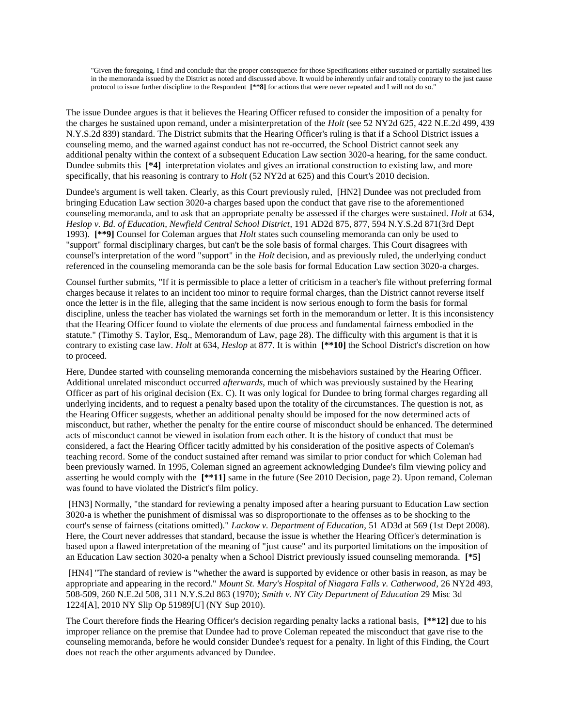"Given the foregoing, I find and conclude that the proper consequence for those Specifications either sustained or partially sustained lies in the memoranda issued by the District as noted and discussed above. It would be inherently unfair and totally contrary to the just cause protocol to issue further discipline to the Respondent **[**8]** for actions that were never repeated and I will not do so."

The issue Dundee argues is that it believes the Hearing Officer refused to consider the imposition of a penalty for the charges he sustained upon remand, under a misinterpretation of the *Holt* (see 52 NY2d 625, 422 N.E.2d 499, 439 N.Y.S.2d 839) standard. The District submits that the Hearing Officer's ruling is that if a School District issues a counseling memo, and the warned against conduct has not re-occurred, the School District cannot seek any additional penalty within the context of a subsequent Education Law section 3020-a hearing, for the same conduct. Dundee submits this **[*4]** interpretation violates and gives an irrational construction to existing law, and more specifically, that his reasoning is contrary to *Holt* (52 NY2d at 625) and this Court's 2010 decision.

Dundee's argument is well taken. Clearly, as this Court previously ruled, [HN2] Dundee was not precluded from bringing Education Law section 3020-a charges based upon the conduct that gave rise to the aforementioned counseling memoranda, and to ask that an appropriate penalty be assessed if the charges were sustained. *Holt* at 634, *Heslop v. Bd. of Education, Newfield Central School District*, 191 AD2d 875, 877, 594 N.Y.S.2d 871(3rd Dept 1993). **[**9]** Counsel for Coleman argues that *Holt* states such counseling memoranda can only be used to "support" formal disciplinary charges, but can't be the sole basis of formal charges. This Court disagrees with counsel's interpretation of the word "support" in the *Holt* decision, and as previously ruled, the underlying conduct referenced in the counseling memoranda can be the sole basis for formal Education Law section 3020-a charges.

Counsel further submits, "If it is permissible to place a letter of criticism in a teacher's file without preferring formal charges because it relates to an incident too minor to require formal charges, than the District cannot reverse itself once the letter is in the file, alleging that the same incident is now serious enough to form the basis for formal discipline, unless the teacher has violated the warnings set forth in the memorandum or letter. It is this inconsistency that the Hearing Officer found to violate the elements of due process and fundamental fairness embodied in the statute." (Timothy S. Taylor, Esq., Memorandum of Law, page 28). The difficulty with this argument is that it is contrary to existing case law. *Holt* at 634, *Heslop* at 877. It is within **[**10]** the School District's discretion on how to proceed.

Here, Dundee started with counseling memoranda concerning the misbehaviors sustained by the Hearing Officer. Additional unrelated misconduct occurred *afterwards*, much of which was previously sustained by the Hearing Officer as part of his original decision (Ex. C). It was only logical for Dundee to bring formal charges regarding all underlying incidents, and to request a penalty based upon the totality of the circumstances. The question is not, as the Hearing Officer suggests, whether an additional penalty should be imposed for the now determined acts of misconduct, but rather, whether the penalty for the entire course of misconduct should be enhanced. The determined acts of misconduct cannot be viewed in isolation from each other. It is the history of conduct that must be considered, a fact the Hearing Officer tacitly admitted by his consideration of the positive aspects of Coleman's teaching record. Some of the conduct sustained after remand was similar to prior conduct for which Coleman had been previously warned. In 1995, Coleman signed an agreement acknowledging Dundee's film viewing policy and asserting he would comply with the **[**11]** same in the future (See 2010 Decision, page 2). Upon remand, Coleman was found to have violated the District's film policy.

[HN3] Normally, "the standard for reviewing a penalty imposed after a hearing pursuant to Education Law section 3020-a is whether the punishment of dismissal was so disproportionate to the offenses as to be shocking to the court's sense of fairness (citations omitted)." *Lackow v. Department of Education*, 51 AD3d at 569 (1st Dept 2008). Here, the Court never addresses that standard, because the issue is whether the Hearing Officer's determination is based upon a flawed interpretation of the meaning of "just cause" and its purported limitations on the imposition of an Education Law section 3020-a penalty when a School District previously issued counseling memoranda. **[*5]**

[HN4] "The standard of review is "whether the award is supported by evidence or other basis in reason, as may be appropriate and appearing in the record." *Mount St. Mary's Hospital of Niagara Falls v. Catherwood*, 26 NY2d 493, 508-509, 260 N.E.2d 508, 311 N.Y.S.2d 863 (1970); *Smith v. NY City Department of Education* 29 Misc 3d 1224[A], 2010 NY Slip Op 51989[U] (NY Sup 2010).

The Court therefore finds the Hearing Officer's decision regarding penalty lacks a rational basis, **[**12]** due to his improper reliance on the premise that Dundee had to prove Coleman repeated the misconduct that gave rise to the counseling memoranda, before he would consider Dundee's request for a penalty. In light of this Finding, the Court does not reach the other arguments advanced by Dundee.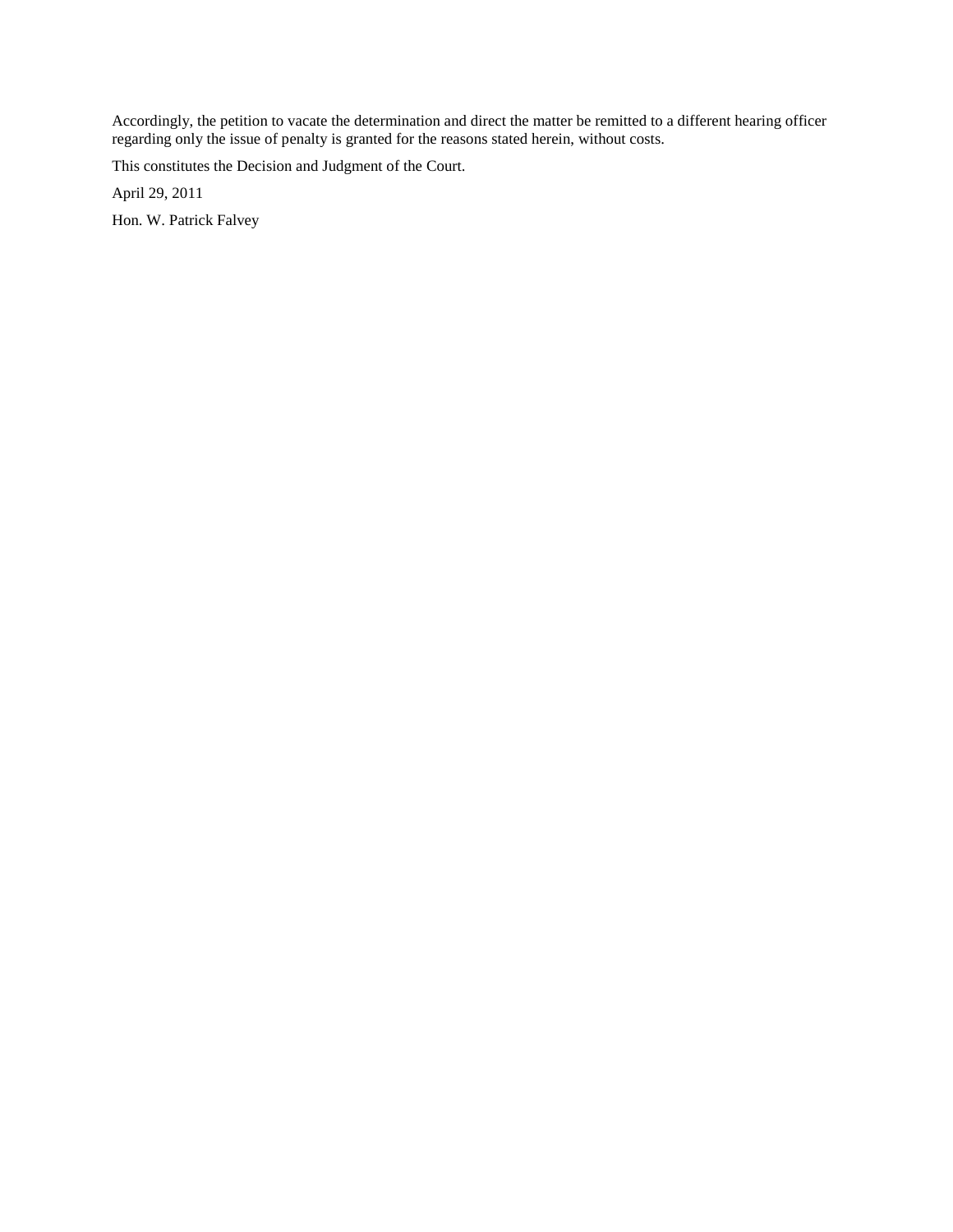Accordingly, the petition to vacate the determination and direct the matter be remitted to a different hearing officer regarding only the issue of penalty is granted for the reasons stated herein, without costs.

This constitutes the Decision and Judgment of the Court.

April 29, 2011

Hon. W. Patrick Falvey